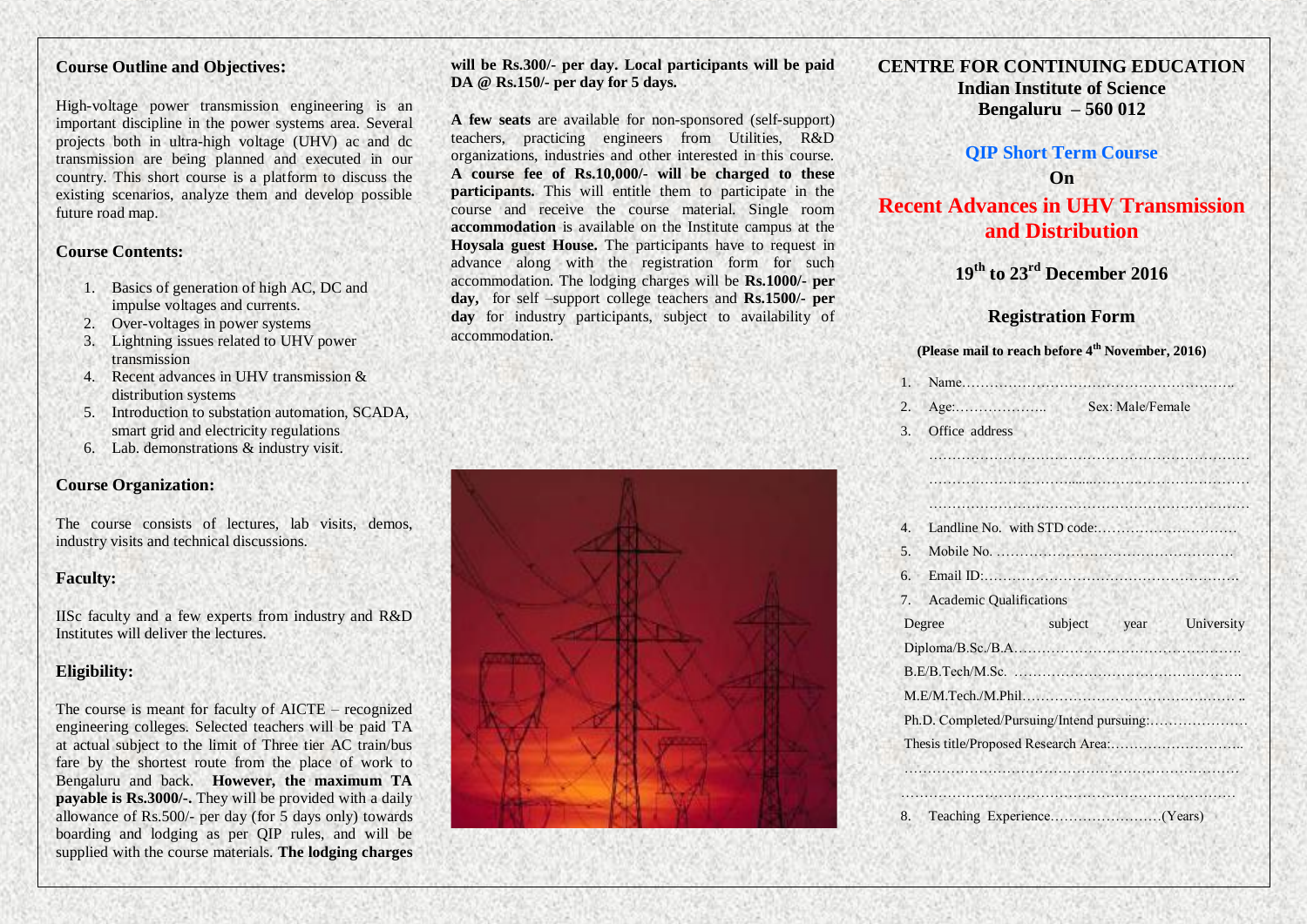## Course Outline and Objectives:

High-voltage power transmission engineering is an important discipline in the power systems area. Several projects both in ultra-high voltage (UHV) ac and dc transmission are being planned and executed in our country. This short course is a platform to discuss the existing scenarios, analyze them and develop possible future road map.

## Course Contents:

1. Basics of generation of high AC, DC and impulse voltages and currents.
2. Over-voltages in power systems
3. Lightning issues related to UHV power transmission
4. Recent advances in UHV transmission & distribution systems
5. Introduction to substation automation, SCADA, smart grid and electricity regulations
6. Lab. demonstrations & industry visit.

## Course Organization:

The course consists of lectures, lab visits, demos, industry visits and technical discussions.

## Faculty:

IISc faculty and a few experts from industry and R&D Institutes will deliver the lectures.

## Eligibility:

The course is meant for faculty of AICTE – recognized engineering colleges. Selected teachers will be paid TA at actual subject to the limit of Three tier AC train/bus fare by the shortest route from the place of work to Bengaluru and back. **However, the maximum TA payable is Rs.3000/-.** They will be provided with a daily allowance of Rs.500/- per day (for 5 days only) towards boarding and lodging as per QIP rules, and will be supplied with the course materials. **The lodging charges will be Rs.300/- per day. Local participants will be paid DA @ Rs.150/- per day for 5 days.**

**A few seats** are available for non-sponsored (self-support) teachers, practicing engineers from Utilities, R&D organizations, industries and other interested in this course. **A course fee of Rs.10,000/- will be charged to these participants.** This will entitle them to participate in the course and receive the course material. Single room **accommodation** is available on the Institute campus at the **Hoysala guest House.** The participants have to request in advance along with the registration form for such accommodation. The lodging charges will be **Rs.1000/- per day,** for self –support college teachers and **Rs.1500/- per day** for industry participants, subject to availability of accommodation.

# CENTRE FOR CONTINUING EDUCATION
## Indian Institute of Science
## Bengaluru – 560 012

### QIP Short Term Course
### On
# Recent Advances in UHV Transmission and Distribution

### 19th to 23rd December 2016

## Registration Form

**(Please mail to reach before 4th November, 2016)**

1. Name……………………………………………………..
2. Age:……………….. Sex: Male/Female
3. Office address
   ……………………………………………………………
   ……………………………………………………………
   ……………………………………………………………
4. Landline No. with STD code:…………………………
5. Mobile No. ……………………………………………
6. Email ID:………………………………………………
7. Academic Qualifications

Degree subject year University
Diploma/B.Sc./B.A……………………………………….
B.E/B.Tech/M.Sc. ………………………………………….
M.E/M.Tech./M.Phil……………………………………… ..
Ph.D. Completed/Pursuing/Intend pursuing:…………………
Thesis title/Proposed Research Area:………………………..
……………………………………………………………
……………………………………………………………

8. Teaching Experience……………………(Years)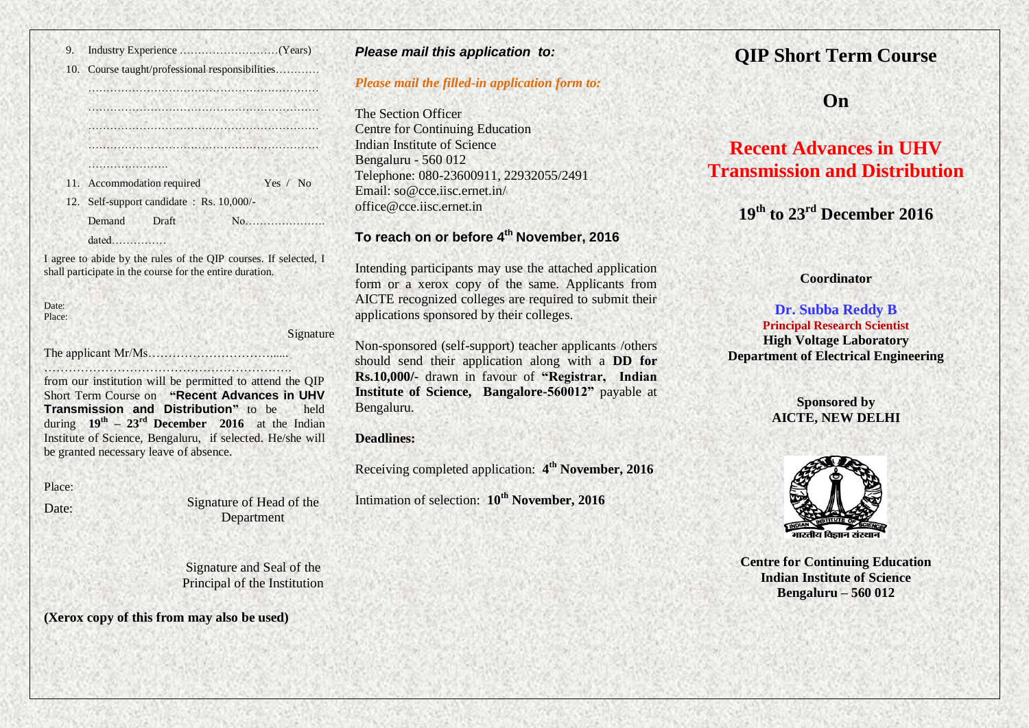9. Industry Experience ………………………(Years)
10. Course taught/professional responsibilities…………
…………………………………………………………
…………………………………………………………
…………………………………………………………
…………………………………………………………
………………….
11. Accommodation required Yes / No
12. Self-support candidate : Rs. 10,000/-
Demand Draft No………………….
dated……………

I agree to abide by the rules of the QIP courses. If selected, I shall participate in the course for the entire duration.

Date:
Place:

Signature

The applicant Mr/Ms…………………………......
……………………………………………………….
from our institution will be permitted to attend the QIP Short Term Course on **"Recent Advances in UHV Transmission and Distribution"** to be held during **19th – 23rd December 2016** at the Indian Institute of Science, Bengaluru, if selected. He/she will be granted necessary leave of absence.

Place:

Date:

Signature of Head of the Department

Signature and Seal of the Principal of the Institution

**(Xerox copy of this from may also be used)**

***Please mail this application to:***

***Please mail the filled-in application form to:***

The Section Officer
Centre for Continuing Education
Indian Institute of Science
Bengaluru - 560 012
Telephone: 080-23600911, 22932055/2491
Email: so@cce.iisc.ernet.in/
office@cce.iisc.ernet.in

## To reach on or before 4th November, 2016

Intending participants may use the attached application form or a xerox copy of the same. Applicants from AICTE recognized colleges are required to submit their applications sponsored by their colleges.

Non-sponsored (self-support) teacher applicants /others should send their application along with a **DD for Rs.10,000/-** drawn in favour of **"Registrar, Indian Institute of Science, Bangalore-560012"** payable at Bengaluru.

**Deadlines:**

Receiving completed application: **4th November, 2016**

Intimation of selection: **10th November, 2016**

# QIP Short Term Course

# On

# Recent Advances in UHV Transmission and Distribution

## 19th to 23rd December 2016

**Coordinator**

**Dr. Subba Reddy B**
**Principal Research Scientist**
**High Voltage Laboratory**
**Department of Electrical Engineering**

**Sponsored by**
**AICTE, NEW DELHI**

**Centre for Continuing Education**
**Indian Institute of Science**
**Bengaluru – 560 012**